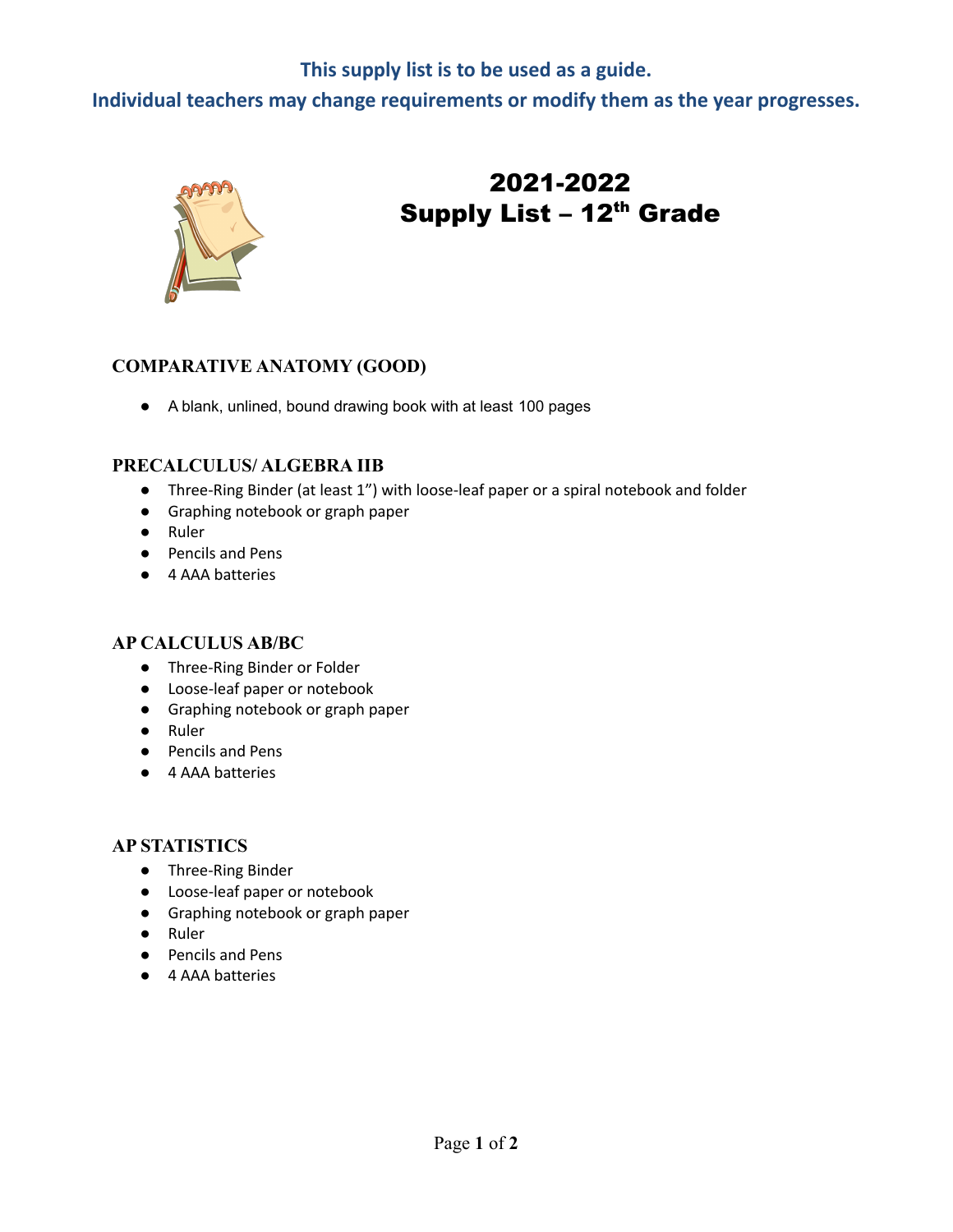**This supply list is to be used as a guide.**

**Individual teachers may change requirements or modify them as the year progresses.**

# 2021-2022
# Supply List – 12th Grade

### COMPARATIVE ANATOMY (GOOD)

- A blank, unlined, bound drawing book with at least 100 pages

### PRECALCULUS/ ALGEBRA IIB

- Three-Ring Binder (at least 1”) with loose-leaf paper or a spiral notebook and folder
- Graphing notebook or graph paper
- Ruler
- Pencils and Pens
- 4 AAA batteries

### AP CALCULUS AB/BC

- Three-Ring Binder or Folder
- Loose-leaf paper or notebook
- Graphing notebook or graph paper
- Ruler
- Pencils and Pens
- 4 AAA batteries

### AP STATISTICS

- Three-Ring Binder
- Loose-leaf paper or notebook
- Graphing notebook or graph paper
- Ruler
- Pencils and Pens
- 4 AAA batteries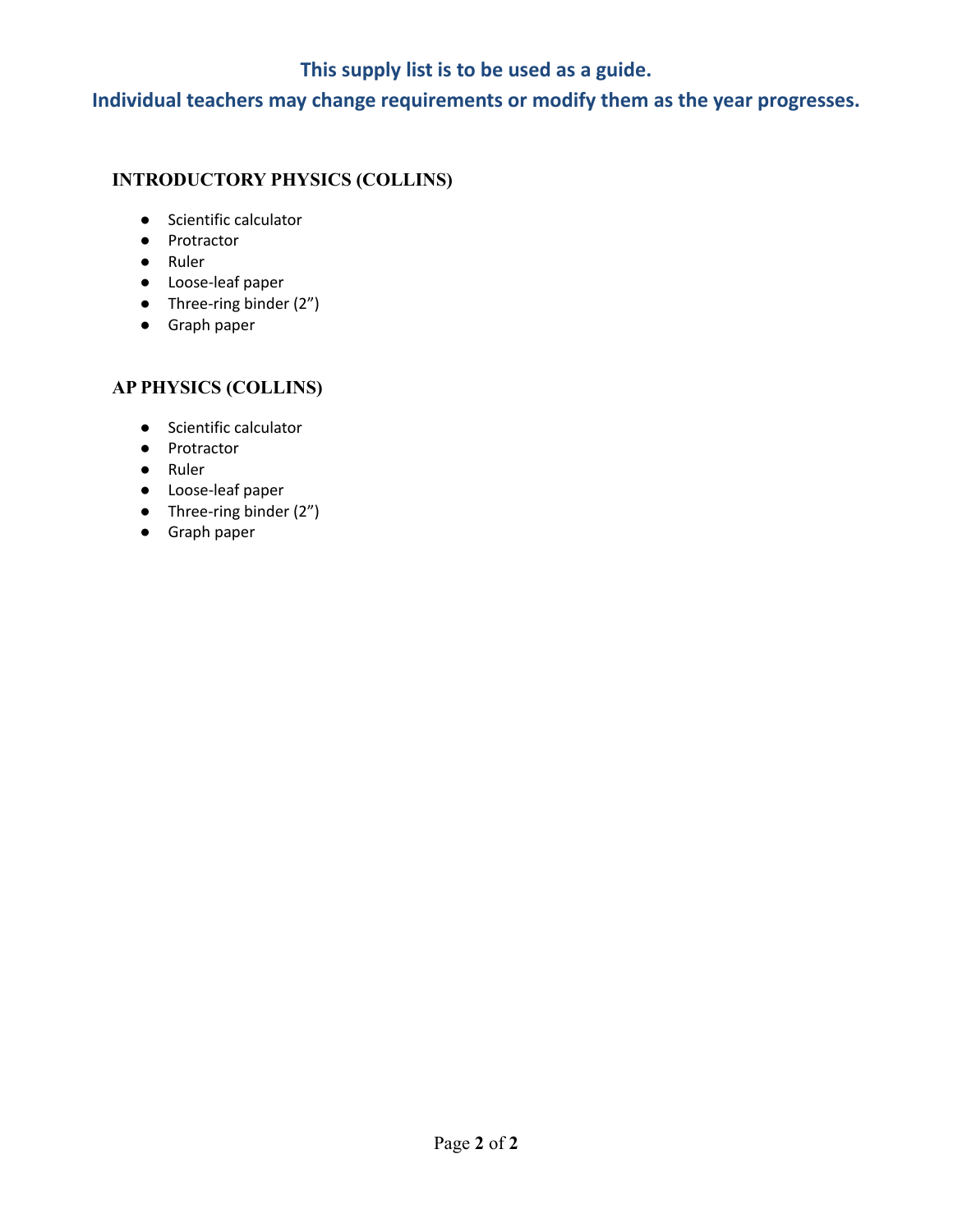**This supply list is to be used as a guide.**

**Individual teachers may change requirements or modify them as the year progresses.**

## INTRODUCTORY PHYSICS (COLLINS)

- Scientific calculator
- Protractor
- Ruler
- Loose-leaf paper
- Three-ring binder (2”)
- Graph paper

## AP PHYSICS (COLLINS)

- Scientific calculator
- Protractor
- Ruler
- Loose-leaf paper
- Three-ring binder (2”)
- Graph paper